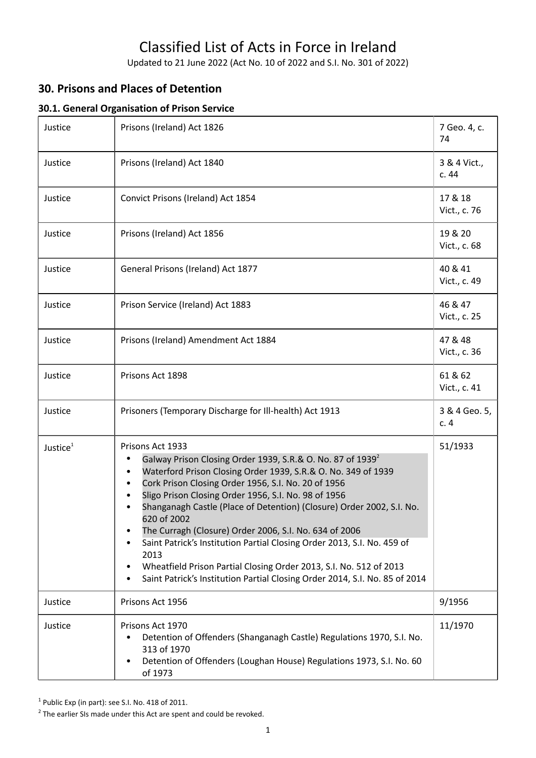# Classified List of Acts in Force in Ireland

Updated to 21 June 2022 (Act No. 10 of 2022 and S.I. No. 301 of 2022)

## 30. Prisons and Places of Detention

### 30.1. General Organisation of Prison Service

| | | |
|---|---|---|
| Justice | Prisons (Ireland) Act 1826 | 7 Geo. 4, c. 74 |
| Justice | Prisons (Ireland) Act 1840 | 3 & 4 Vict., c. 44 |
| Justice | Convict Prisons (Ireland) Act 1854 | 17 & 18 Vict., c. 76 |
| Justice | Prisons (Ireland) Act 1856 | 19 & 20 Vict., c. 68 |
| Justice | General Prisons (Ireland) Act 1877 | 40 & 41 Vict., c. 49 |
| Justice | Prison Service (Ireland) Act 1883 | 46 & 47 Vict., c. 25 |
| Justice | Prisons (Ireland) Amendment Act 1884 | 47 & 48 Vict., c. 36 |
| Justice | Prisons Act 1898 | 61 & 62 Vict., c. 41 |
| Justice | Prisoners (Temporary Discharge for Ill-health) Act 1913 | 3 & 4 Geo. 5, c. 4 |
| Justice[1] | Prisons Act 1933<br>• Galway Prison Closing Order 1939, S.R.& O. No. 87 of 1939[2]<br>• Waterford Prison Closing Order 1939, S.R.& O. No. 349 of 1939<br>• Cork Prison Closing Order 1956, S.I. No. 20 of 1956<br>• Sligo Prison Closing Order 1956, S.I. No. 98 of 1956<br>• Shanganagh Castle (Place of Detention) (Closure) Order 2002, S.I. No. 620 of 2002<br>• The Curragh (Closure) Order 2006, S.I. No. 634 of 2006<br>• Saint Patrick's Institution Partial Closing Order 2013, S.I. No. 459 of 2013<br>• Wheatfield Prison Partial Closing Order 2013, S.I. No. 512 of 2013<br>• Saint Patrick's Institution Partial Closing Order 2014, S.I. No. 85 of 2014 | 51/1933 |
| Justice | Prisons Act 1956 | 9/1956 |
| Justice | Prisons Act 1970<br>• Detention of Offenders (Shanganagh Castle) Regulations 1970, S.I. No. 313 of 1970<br>• Detention of Offenders (Loughan House) Regulations 1973, S.I. No. 60 of 1973 | 11/1970 |

[1] Public Exp (in part): see S.I. No. 418 of 2011.

[2] The earlier SIs made under this Act are spent and could be revoked.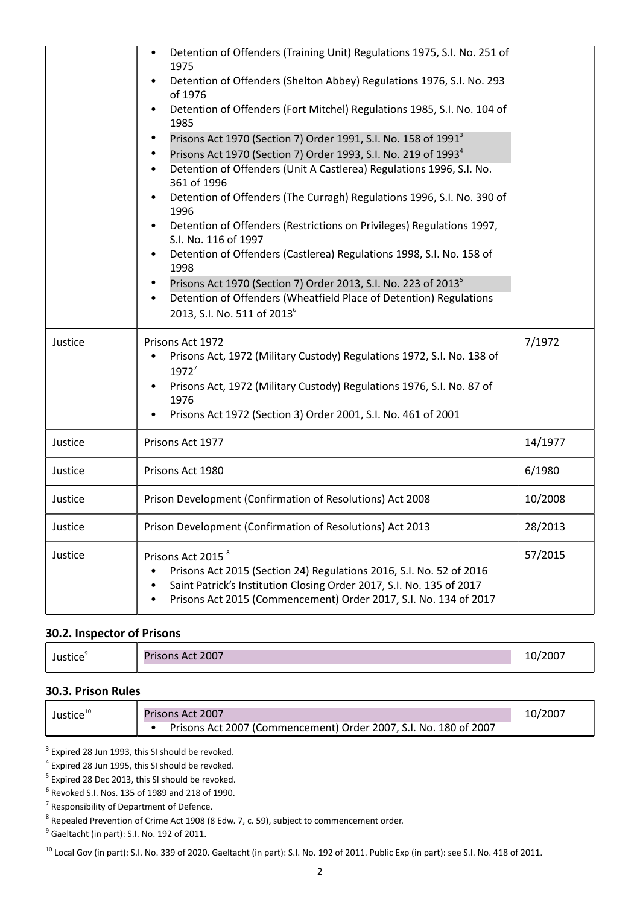|  |  |  |
|---|---|---|
|  | • Detention of Offenders (Training Unit) Regulations 1975, S.I. No. 251 of 1975<br>• Detention of Offenders (Shelton Abbey) Regulations 1976, S.I. No. 293 of 1976<br>• Detention of Offenders (Fort Mitchel) Regulations 1985, S.I. No. 104 of 1985<br>• Prisons Act 1970 (Section 7) Order 1991, S.I. No. 158 of 1991[3]<br>• Prisons Act 1970 (Section 7) Order 1993, S.I. No. 219 of 1993[4]<br>• Detention of Offenders (Unit A Castlerea) Regulations 1996, S.I. No. 361 of 1996<br>• Detention of Offenders (The Curragh) Regulations 1996, S.I. No. 390 of 1996<br>• Detention of Offenders (Restrictions on Privileges) Regulations 1997, S.I. No. 116 of 1997<br>• Detention of Offenders (Castlerea) Regulations 1998, S.I. No. 158 of 1998<br>• Prisons Act 1970 (Section 7) Order 2013, S.I. No. 223 of 2013[5]<br>• Detention of Offenders (Wheatfield Place of Detention) Regulations 2013, S.I. No. 511 of 2013[6] |  |
| Justice | Prisons Act 1972<br>• Prisons Act, 1972 (Military Custody) Regulations 1972, S.I. No. 138 of 1972[7]<br>• Prisons Act, 1972 (Military Custody) Regulations 1976, S.I. No. 87 of 1976<br>• Prisons Act 1972 (Section 3) Order 2001, S.I. No. 461 of 2001 | 7/1972 |
| Justice | Prisons Act 1977 | 14/1977 |
| Justice | Prisons Act 1980 | 6/1980 |
| Justice | Prison Development (Confirmation of Resolutions) Act 2008 | 10/2008 |
| Justice | Prison Development (Confirmation of Resolutions) Act 2013 | 28/2013 |
| Justice | Prisons Act 2015 [8]<br>• Prisons Act 2015 (Section 24) Regulations 2016, S.I. No. 52 of 2016<br>• Saint Patrick's Institution Closing Order 2017, S.I. No. 135 of 2017<br>• Prisons Act 2015 (Commencement) Order 2017, S.I. No. 134 of 2017 | 57/2015 |

### 30.2. Inspector of Prisons

|  |  |  |
|---|---|---|
| Justice[9] | Prisons Act 2007 | 10/2007 |

### 30.3. Prison Rules

|  |  |  |
|---|---|---|
| Justice[10] | Prisons Act 2007<br>• Prisons Act 2007 (Commencement) Order 2007, S.I. No. 180 of 2007 | 10/2007 |

[3] Expired 28 Jun 1993, this SI should be revoked.

[4] Expired 28 Jun 1995, this SI should be revoked.

[5] Expired 28 Dec 2013, this SI should be revoked.

[6] Revoked S.I. Nos. 135 of 1989 and 218 of 1990.

[7] Responsibility of Department of Defence.

[8] Repealed Prevention of Crime Act 1908 (8 Edw. 7, c. 59), subject to commencement order.

[9] Gaeltacht (in part): S.I. No. 192 of 2011.

[10] Local Gov (in part): S.I. No. 339 of 2020. Gaeltacht (in part): S.I. No. 192 of 2011. Public Exp (in part): see S.I. No. 418 of 2011.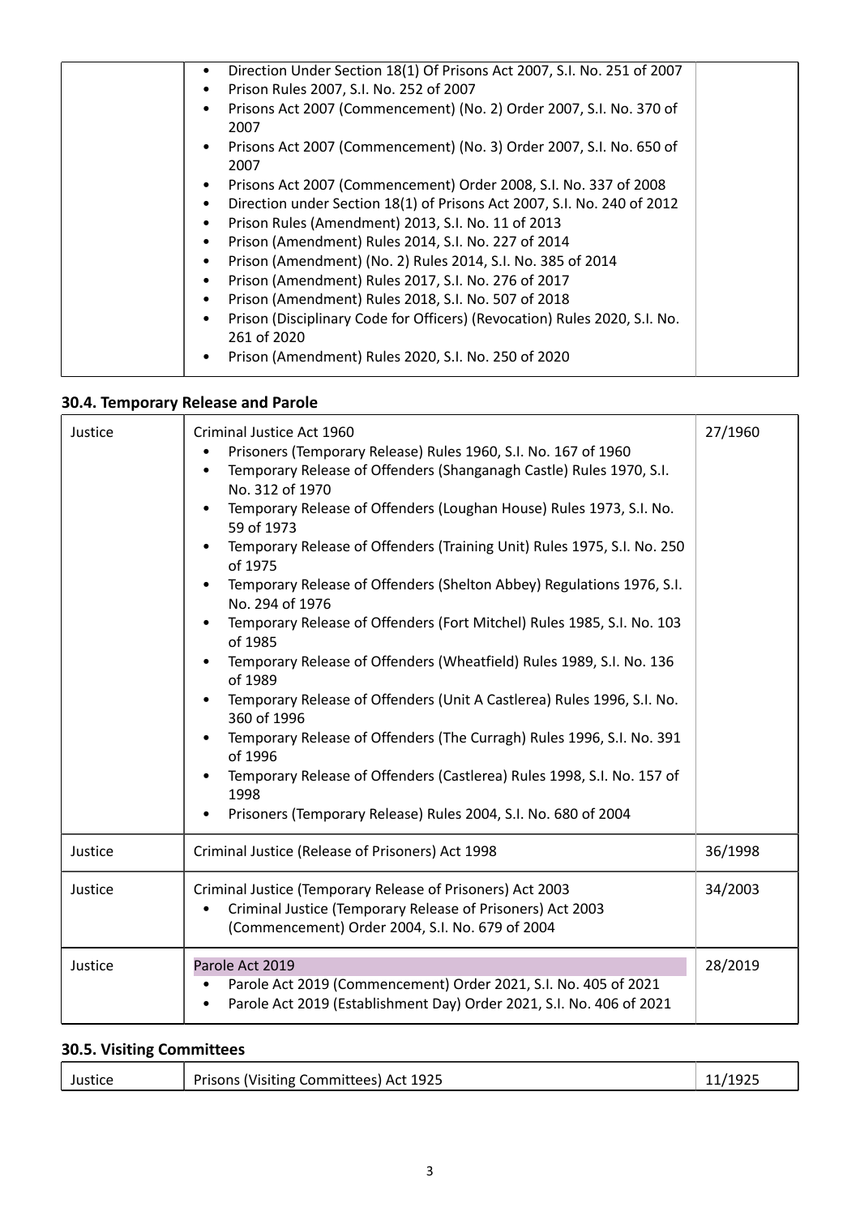| | | |
|---|---|---|
| | • Direction Under Section 18(1) Of Prisons Act 2007, S.I. No. 251 of 2007<br>• Prison Rules 2007, S.I. No. 252 of 2007<br>• Prisons Act 2007 (Commencement) (No. 2) Order 2007, S.I. No. 370 of 2007<br>• Prisons Act 2007 (Commencement) (No. 3) Order 2007, S.I. No. 650 of 2007<br>• Prisons Act 2007 (Commencement) Order 2008, S.I. No. 337 of 2008<br>• Direction under Section 18(1) of Prisons Act 2007, S.I. No. 240 of 2012<br>• Prison Rules (Amendment) 2013, S.I. No. 11 of 2013<br>• Prison (Amendment) Rules 2014, S.I. No. 227 of 2014<br>• Prison (Amendment) (No. 2) Rules 2014, S.I. No. 385 of 2014<br>• Prison (Amendment) Rules 2017, S.I. No. 276 of 2017<br>• Prison (Amendment) Rules 2018, S.I. No. 507 of 2018<br>• Prison (Disciplinary Code for Officers) (Revocation) Rules 2020, S.I. No. 261 of 2020<br>• Prison (Amendment) Rules 2020, S.I. No. 250 of 2020 | |

### 30.4. Temporary Release and Parole

| | | |
|---|---|---|
| Justice | Criminal Justice Act 1960<br>• Prisoners (Temporary Release) Rules 1960, S.I. No. 167 of 1960<br>• Temporary Release of Offenders (Shanganagh Castle) Rules 1970, S.I. No. 312 of 1970<br>• Temporary Release of Offenders (Loughan House) Rules 1973, S.I. No. 59 of 1973<br>• Temporary Release of Offenders (Training Unit) Rules 1975, S.I. No. 250 of 1975<br>• Temporary Release of Offenders (Shelton Abbey) Regulations 1976, S.I. No. 294 of 1976<br>• Temporary Release of Offenders (Fort Mitchel) Rules 1985, S.I. No. 103 of 1985<br>• Temporary Release of Offenders (Wheatfield) Rules 1989, S.I. No. 136 of 1989<br>• Temporary Release of Offenders (Unit A Castlerea) Rules 1996, S.I. No. 360 of 1996<br>• Temporary Release of Offenders (The Curragh) Rules 1996, S.I. No. 391 of 1996<br>• Temporary Release of Offenders (Castlerea) Rules 1998, S.I. No. 157 of 1998<br>• Prisoners (Temporary Release) Rules 2004, S.I. No. 680 of 2004 | 27/1960 |
| Justice | Criminal Justice (Release of Prisoners) Act 1998 | 36/1998 |
| Justice | Criminal Justice (Temporary Release of Prisoners) Act 2003<br>• Criminal Justice (Temporary Release of Prisoners) Act 2003 (Commencement) Order 2004, S.I. No. 679 of 2004 | 34/2003 |
| Justice | Parole Act 2019<br>• Parole Act 2019 (Commencement) Order 2021, S.I. No. 405 of 2021<br>• Parole Act 2019 (Establishment Day) Order 2021, S.I. No. 406 of 2021 | 28/2019 |

### 30.5. Visiting Committees

| | | |
|---|---|---|
| Justice | Prisons (Visiting Committees) Act 1925 | 11/1925 |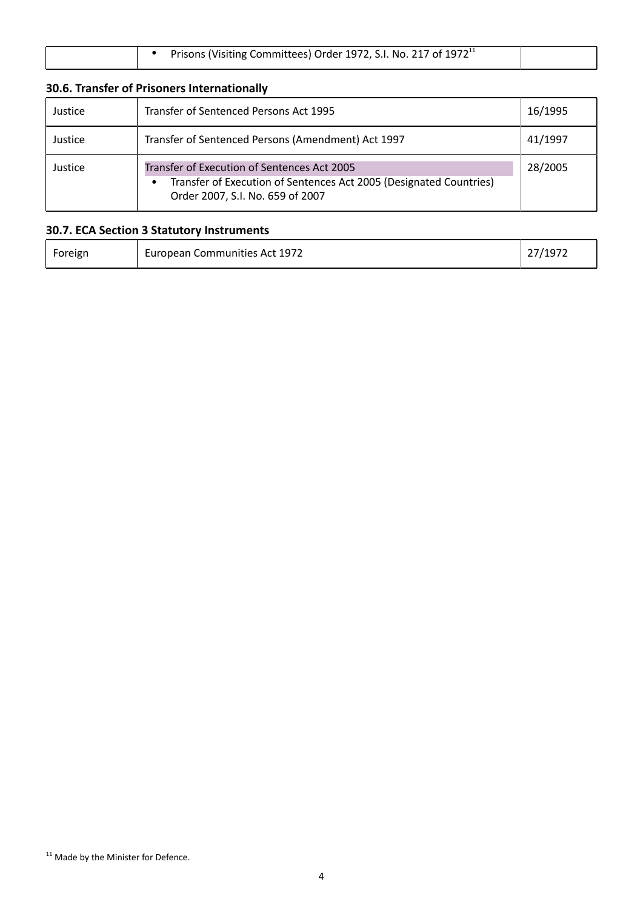| | | |
|---|---|---|
| | • Prisons (Visiting Committees) Order 1972, S.I. No. 217 of 1972[11] | |

### 30.6. Transfer of Prisoners Internationally

| | | |
|---|---|---|
| Justice | Transfer of Sentenced Persons Act 1995 | 16/1995 |
| Justice | Transfer of Sentenced Persons (Amendment) Act 1997 | 41/1997 |
| Justice | Transfer of Execution of Sentences Act 2005<br>• Transfer of Execution of Sentences Act 2005 (Designated Countries) Order 2007, S.I. No. 659 of 2007 | 28/2005 |

### 30.7. ECA Section 3 Statutory Instruments

| | | |
|---|---|---|
| Foreign | European Communities Act 1972 | 27/1972 |

[11] Made by the Minister for Defence.